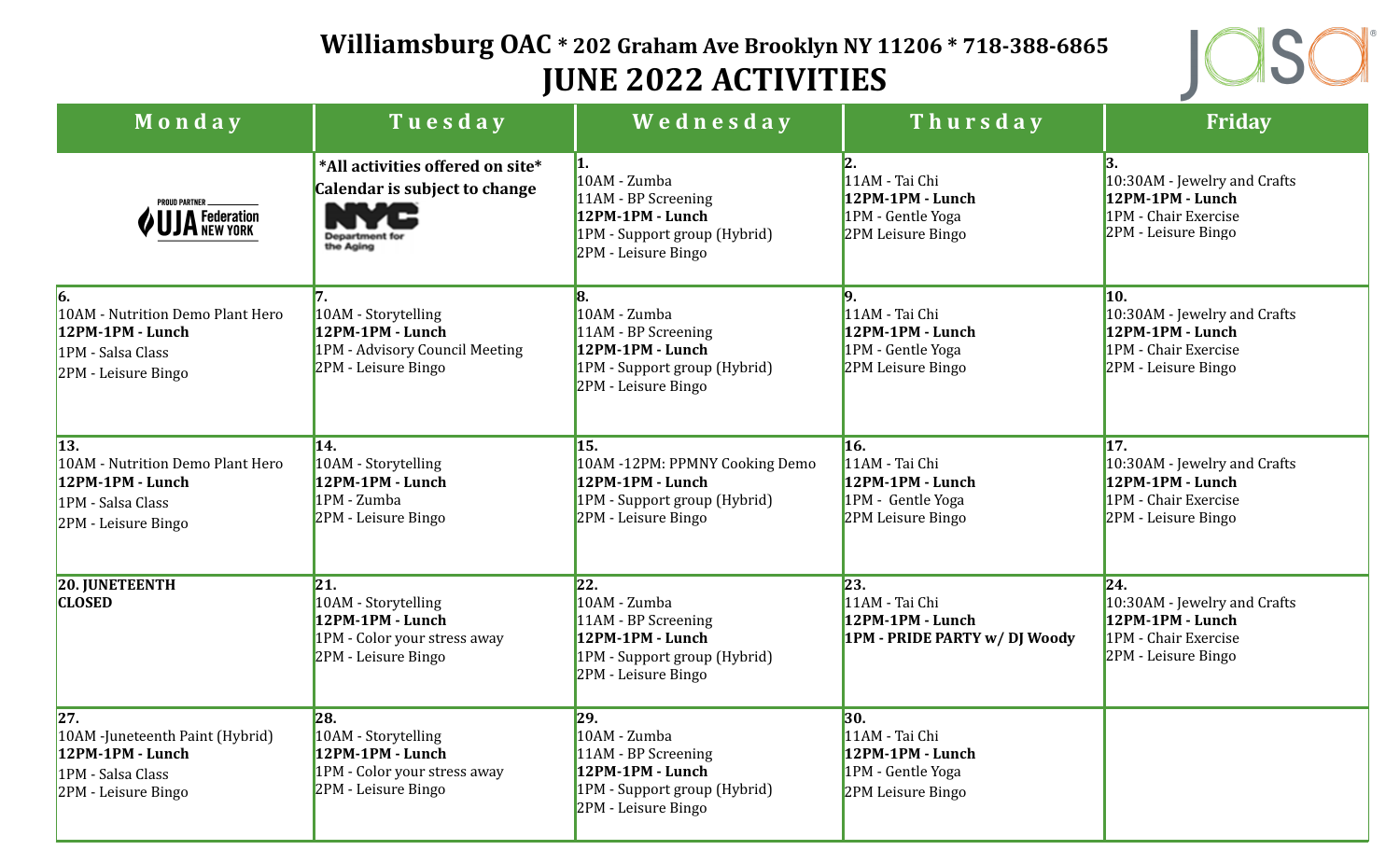# Williamsburg OAC * 202 Graham Ave Brooklyn NY 11206 * 718-388-6865

## JUNE 2022 ACTIVITIES

| Monday | Tuesday | Wednesday | Thursday | Friday |
|---|---|---|---|---|
| PROUD PARTNER UJA Federation NEW YORK | **\*All activities offered on site\*** **Calendar is subject to change** NYC Department for the Aging | **1.** 10AM - Zumba 11AM - BP Screening **12PM-1PM - Lunch** 1PM - Support group (Hybrid) 2PM - Leisure Bingo | **2.** 11AM - Tai Chi **12PM-1PM - Lunch** 1PM - Gentle Yoga 2PM Leisure Bingo | **3.** 10:30AM - Jewelry and Crafts **12PM-1PM - Lunch** 1PM - Chair Exercise 2PM - Leisure Bingo |
| **6.** 10AM - Nutrition Demo Plant Hero **12PM-1PM - Lunch** 1PM - Salsa Class 2PM - Leisure Bingo | **7.** 10AM - Storytelling **12PM-1PM - Lunch** 1PM - Advisory Council Meeting 2PM - Leisure Bingo | **8.** 10AM - Zumba 11AM - BP Screening **12PM-1PM - Lunch** 1PM - Support group (Hybrid) 2PM - Leisure Bingo | **9.** 11AM - Tai Chi **12PM-1PM - Lunch** 1PM - Gentle Yoga 2PM Leisure Bingo | **10.** 10:30AM - Jewelry and Crafts **12PM-1PM - Lunch** 1PM - Chair Exercise 2PM - Leisure Bingo |
| **13.** 10AM - Nutrition Demo Plant Hero **12PM-1PM - Lunch** 1PM - Salsa Class 2PM - Leisure Bingo | **14.** 10AM - Storytelling **12PM-1PM - Lunch** 1PM - Zumba 2PM - Leisure Bingo | **15.** 10AM -12PM: PPMNY Cooking Demo **12PM-1PM - Lunch** 1PM - Support group (Hybrid) 2PM - Leisure Bingo | **16.** 11AM - Tai Chi **12PM-1PM - Lunch** 1PM - Gentle Yoga 2PM Leisure Bingo | **17.** 10:30AM - Jewelry and Crafts **12PM-1PM - Lunch** 1PM - Chair Exercise 2PM - Leisure Bingo |
| **20. JUNETEENTH CLOSED** | **21.** 10AM - Storytelling **12PM-1PM - Lunch** 1PM - Color your stress away 2PM - Leisure Bingo | **22.** 10AM - Zumba 11AM - BP Screening **12PM-1PM - Lunch** 1PM - Support group (Hybrid) 2PM - Leisure Bingo | **23.** 11AM - Tai Chi **12PM-1PM - Lunch** **1PM - PRIDE PARTY w/ DJ Woody** | **24.** 10:30AM - Jewelry and Crafts **12PM-1PM - Lunch** 1PM - Chair Exercise 2PM - Leisure Bingo |
| **27.** 10AM -Juneteenth Paint (Hybrid) **12PM-1PM - Lunch** 1PM - Salsa Class 2PM - Leisure Bingo | **28.** 10AM - Storytelling **12PM-1PM - Lunch** 1PM - Color your stress away 2PM - Leisure Bingo | **29.** 10AM - Zumba 11AM - BP Screening **12PM-1PM - Lunch** 1PM - Support group (Hybrid) 2PM - Leisure Bingo | **30.** 11AM - Tai Chi **12PM-1PM - Lunch** 1PM - Gentle Yoga 2PM Leisure Bingo | |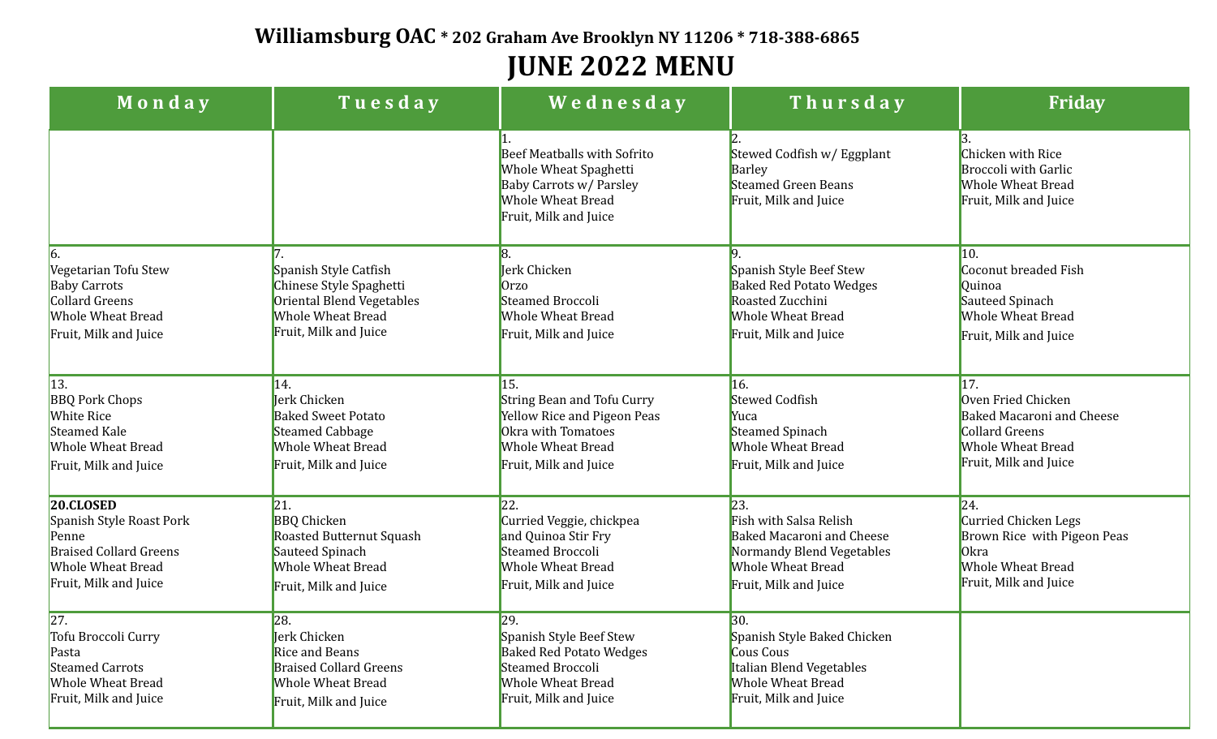**Williamsburg OAC** * 202 Graham Ave Brooklyn NY 11206 * 718-388-6865

# JUNE 2022 MENU

| Monday | Tuesday | Wednesday | Thursday | Friday |
| --- | --- | --- | --- | --- |
| | | 1.<br>Beef Meatballs with Sofrito<br>Whole Wheat Spaghetti<br>Baby Carrots w/ Parsley<br>Whole Wheat Bread<br>Fruit, Milk and Juice | 2.<br>Stewed Codfish w/ Eggplant<br>Barley<br>Steamed Green Beans<br>Fruit, Milk and Juice | 3.<br>Chicken with Rice<br>Broccoli with Garlic<br>Whole Wheat Bread<br>Fruit, Milk and Juice |
| 6.<br>Vegetarian Tofu Stew<br>Baby Carrots<br>Collard Greens<br>Whole Wheat Bread<br>Fruit, Milk and Juice | 7.<br>Spanish Style Catfish<br>Chinese Style Spaghetti<br>Oriental Blend Vegetables<br>Whole Wheat Bread<br>Fruit, Milk and Juice | 8.<br>Jerk Chicken<br>Orzo<br>Steamed Broccoli<br>Whole Wheat Bread<br>Fruit, Milk and Juice | 9.<br>Spanish Style Beef Stew<br>Baked Red Potato Wedges<br>Roasted Zucchini<br>Whole Wheat Bread<br>Fruit, Milk and Juice | 10.<br>Coconut breaded Fish<br>Quinoa<br>Sauteed Spinach<br>Whole Wheat Bread<br>Fruit, Milk and Juice |
| 13.<br>BBQ Pork Chops<br>White Rice<br>Steamed Kale<br>Whole Wheat Bread<br>Fruit, Milk and Juice | 14.<br>Jerk Chicken<br>Baked Sweet Potato<br>Steamed Cabbage<br>Whole Wheat Bread<br>Fruit, Milk and Juice | 15.<br>String Bean and Tofu Curry<br>Yellow Rice and Pigeon Peas<br>Okra with Tomatoes<br>Whole Wheat Bread<br>Fruit, Milk and Juice | 16.<br>Stewed Codfish<br>Yuca<br>Steamed Spinach<br>Whole Wheat Bread<br>Fruit, Milk and Juice | 17.<br>Oven Fried Chicken<br>Baked Macaroni and Cheese<br>Collard Greens<br>Whole Wheat Bread<br>Fruit, Milk and Juice |
| **20.CLOSED**<br>Spanish Style Roast Pork<br>Penne<br>Braised Collard Greens<br>Whole Wheat Bread<br>Fruit, Milk and Juice | 21.<br>BBQ Chicken<br>Roasted Butternut Squash<br>Sauteed Spinach<br>Whole Wheat Bread<br>Fruit, Milk and Juice | 22.<br>Curried Veggie, chickpea and Quinoa Stir Fry<br>Steamed Broccoli<br>Whole Wheat Bread<br>Fruit, Milk and Juice | 23.<br>Fish with Salsa Relish<br>Baked Macaroni and Cheese<br>Normandy Blend Vegetables<br>Whole Wheat Bread<br>Fruit, Milk and Juice | 24.<br>Curried Chicken Legs<br>Brown Rice with Pigeon Peas<br>Okra<br>Whole Wheat Bread<br>Fruit, Milk and Juice |
| 27.<br>Tofu Broccoli Curry<br>Pasta<br>Steamed Carrots<br>Whole Wheat Bread<br>Fruit, Milk and Juice | 28.<br>Jerk Chicken<br>Rice and Beans<br>Braised Collard Greens<br>Whole Wheat Bread<br>Fruit, Milk and Juice | 29.<br>Spanish Style Beef Stew<br>Baked Red Potato Wedges<br>Steamed Broccoli<br>Whole Wheat Bread<br>Fruit, Milk and Juice | 30.<br>Spanish Style Baked Chicken<br>Cous Cous<br>Italian Blend Vegetables<br>Whole Wheat Bread<br>Fruit, Milk and Juice | |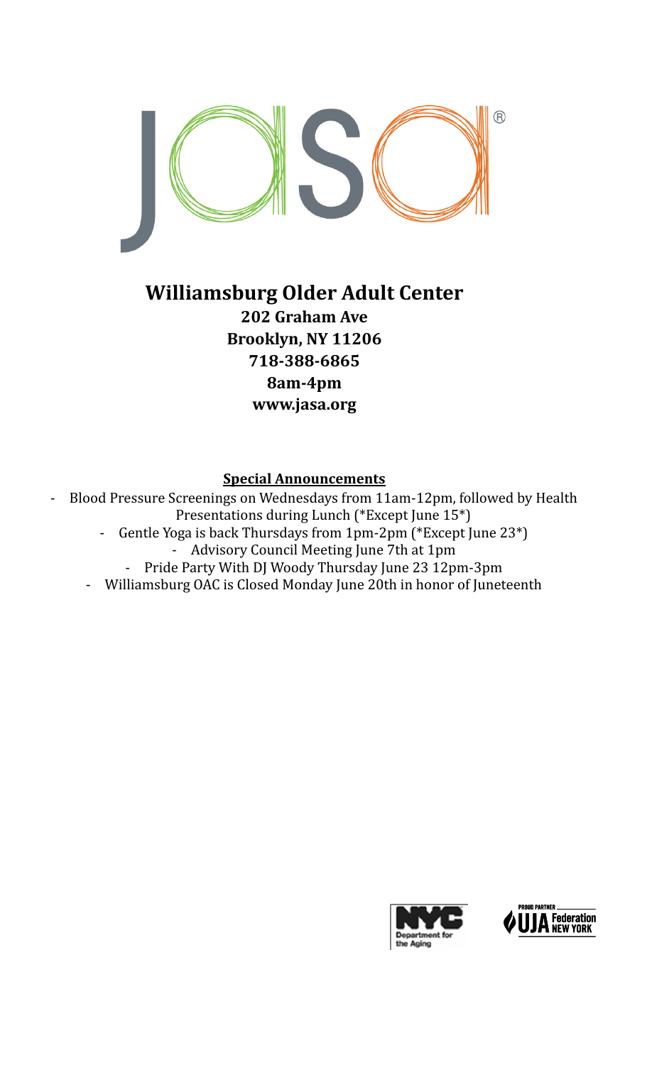# Williamsburg Older Adult Center

**202 Graham Ave**
**Brooklyn, NY 11206**
**718-388-6865**
**8am-4pm**
**www.jasa.org**

**Special Announcements**

- Blood Pressure Screenings on Wednesdays from 11am-12pm, followed by Health Presentations during Lunch (*Except June 15*)
- Gentle Yoga is back Thursdays from 1pm-2pm (*Except June 23*)
- Advisory Council Meeting June 7th at 1pm
- Pride Party With DJ Woody Thursday June 23 12pm-3pm
- Williamsburg OAC is Closed Monday June 20th in honor of Juneteenth